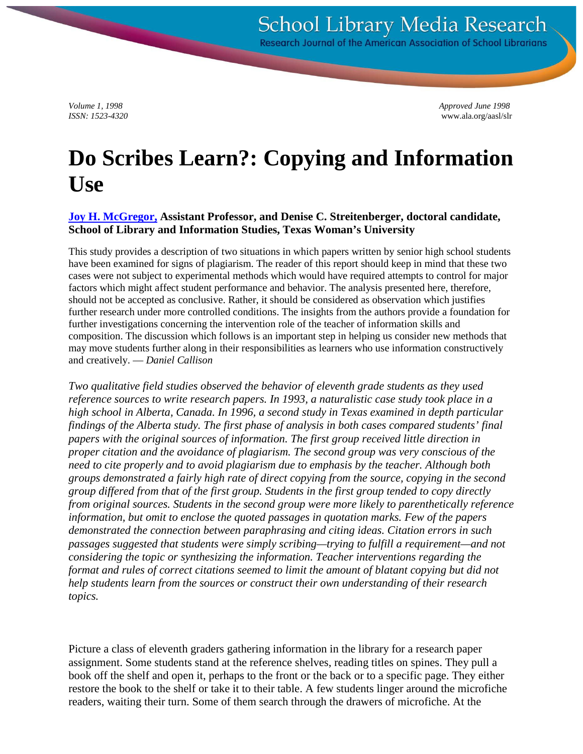Volume 1, 1998
ISSN: 1523-4320

Approved June 1998
www.ala.org/aasl/slr

# Do Scribes Learn?: Copying and Information Use

**[Joy H. McGregor,](#) Assistant Professor, and Denise C. Streitenberger, doctoral candidate, School of Library and Information Studies, Texas Woman's University**

This study provides a description of two situations in which papers written by senior high school students have been examined for signs of plagiarism. The reader of this report should keep in mind that these two cases were not subject to experimental methods which would have required attempts to control for major factors which might affect student performance and behavior. The analysis presented here, therefore, should not be accepted as conclusive. Rather, it should be considered as observation which justifies further research under more controlled conditions. The insights from the authors provide a foundation for further investigations concerning the intervention role of the teacher of information skills and composition. The discussion which follows is an important step in helping us consider new methods that may move students further along in their responsibilities as learners who use information constructively and creatively. — *Daniel Callison*

*Two qualitative field studies observed the behavior of eleventh grade students as they used reference sources to write research papers. In 1993, a naturalistic case study took place in a high school in Alberta, Canada. In 1996, a second study in Texas examined in depth particular findings of the Alberta study. The first phase of analysis in both cases compared students' final papers with the original sources of information. The first group received little direction in proper citation and the avoidance of plagiarism. The second group was very conscious of the need to cite properly and to avoid plagiarism due to emphasis by the teacher. Although both groups demonstrated a fairly high rate of direct copying from the source, copying in the second group differed from that of the first group. Students in the first group tended to copy directly from original sources. Students in the second group were more likely to parenthetically reference information, but omit to enclose the quoted passages in quotation marks. Few of the papers demonstrated the connection between paraphrasing and citing ideas. Citation errors in such passages suggested that students were simply scribing—trying to fulfill a requirement—and not considering the topic or synthesizing the information. Teacher interventions regarding the format and rules of correct citations seemed to limit the amount of blatant copying but did not help students learn from the sources or construct their own understanding of their research topics.*

Picture a class of eleventh graders gathering information in the library for a research paper assignment. Some students stand at the reference shelves, reading titles on spines. They pull a book off the shelf and open it, perhaps to the front or the back or to a specific page. They either restore the book to the shelf or take it to their table. A few students linger around the microfiche readers, waiting their turn. Some of them search through the drawers of microfiche. At the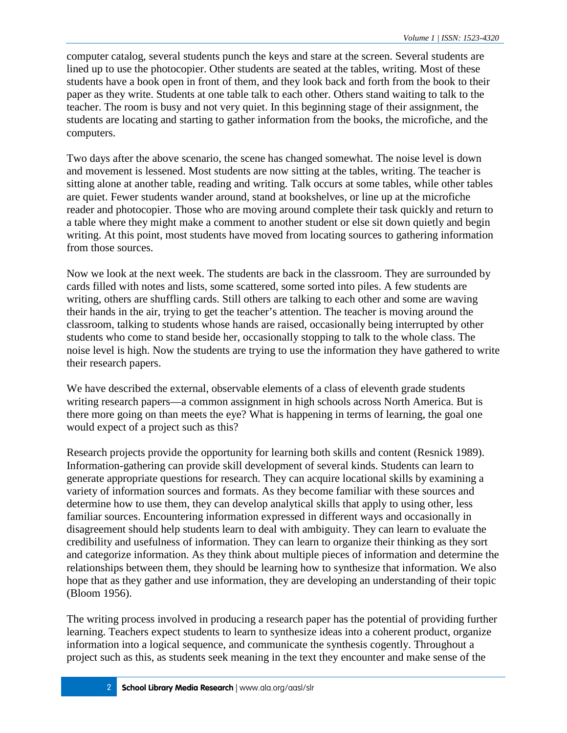computer catalog, several students punch the keys and stare at the screen. Several students are lined up to use the photocopier. Other students are seated at the tables, writing. Most of these students have a book open in front of them, and they look back and forth from the book to their paper as they write. Students at one table talk to each other. Others stand waiting to talk to the teacher. The room is busy and not very quiet. In this beginning stage of their assignment, the students are locating and starting to gather information from the books, the microfiche, and the computers.

Two days after the above scenario, the scene has changed somewhat. The noise level is down and movement is lessened. Most students are now sitting at the tables, writing. The teacher is sitting alone at another table, reading and writing. Talk occurs at some tables, while other tables are quiet. Fewer students wander around, stand at bookshelves, or line up at the microfiche reader and photocopier. Those who are moving around complete their task quickly and return to a table where they might make a comment to another student or else sit down quietly and begin writing. At this point, most students have moved from locating sources to gathering information from those sources.

Now we look at the next week. The students are back in the classroom. They are surrounded by cards filled with notes and lists, some scattered, some sorted into piles. A few students are writing, others are shuffling cards. Still others are talking to each other and some are waving their hands in the air, trying to get the teacher's attention. The teacher is moving around the classroom, talking to students whose hands are raised, occasionally being interrupted by other students who come to stand beside her, occasionally stopping to talk to the whole class. The noise level is high. Now the students are trying to use the information they have gathered to write their research papers.

We have described the external, observable elements of a class of eleventh grade students writing research papers—a common assignment in high schools across North America. But is there more going on than meets the eye? What is happening in terms of learning, the goal one would expect of a project such as this?

Research projects provide the opportunity for learning both skills and content (Resnick 1989). Information-gathering can provide skill development of several kinds. Students can learn to generate appropriate questions for research. They can acquire locational skills by examining a variety of information sources and formats. As they become familiar with these sources and determine how to use them, they can develop analytical skills that apply to using other, less familiar sources. Encountering information expressed in different ways and occasionally in disagreement should help students learn to deal with ambiguity. They can learn to evaluate the credibility and usefulness of information. They can learn to organize their thinking as they sort and categorize information. As they think about multiple pieces of information and determine the relationships between them, they should be learning how to synthesize that information. We also hope that as they gather and use information, they are developing an understanding of their topic (Bloom 1956).

The writing process involved in producing a research paper has the potential of providing further learning. Teachers expect students to learn to synthesize ideas into a coherent product, organize information into a logical sequence, and communicate the synthesis cogently. Throughout a project such as this, as students seek meaning in the text they encounter and make sense of the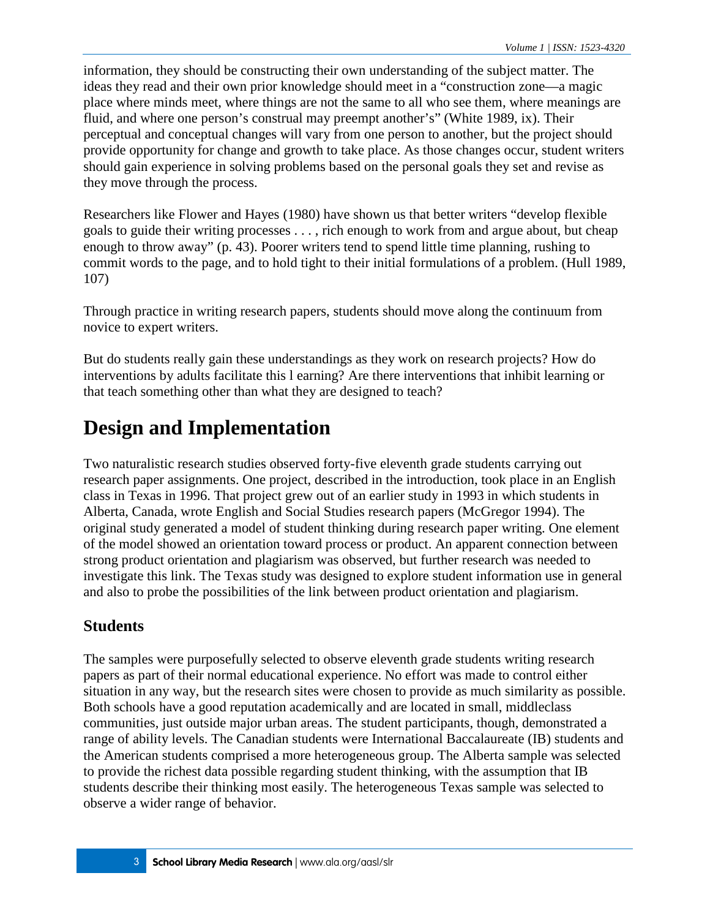information, they should be constructing their own understanding of the subject matter. The ideas they read and their own prior knowledge should meet in a "construction zone—a magic place where minds meet, where things are not the same to all who see them, where meanings are fluid, and where one person's construal may preempt another's" (White 1989, ix). Their perceptual and conceptual changes will vary from one person to another, but the project should provide opportunity for change and growth to take place. As those changes occur, student writers should gain experience in solving problems based on the personal goals they set and revise as they move through the process.

Researchers like Flower and Hayes (1980) have shown us that better writers "develop flexible goals to guide their writing processes . . . , rich enough to work from and argue about, but cheap enough to throw away" (p. 43). Poorer writers tend to spend little time planning, rushing to commit words to the page, and to hold tight to their initial formulations of a problem. (Hull 1989, 107)

Through practice in writing research papers, students should move along the continuum from novice to expert writers.

But do students really gain these understandings as they work on research projects? How do interventions by adults facilitate this l earning? Are there interventions that inhibit learning or that teach something other than what they are designed to teach?

# Design and Implementation

Two naturalistic research studies observed forty-five eleventh grade students carrying out research paper assignments. One project, described in the introduction, took place in an English class in Texas in 1996. That project grew out of an earlier study in 1993 in which students in Alberta, Canada, wrote English and Social Studies research papers (McGregor 1994). The original study generated a model of student thinking during research paper writing. One element of the model showed an orientation toward process or product. An apparent connection between strong product orientation and plagiarism was observed, but further research was needed to investigate this link. The Texas study was designed to explore student information use in general and also to probe the possibilities of the link between product orientation and plagiarism.

## Students

The samples were purposefully selected to observe eleventh grade students writing research papers as part of their normal educational experience. No effort was made to control either situation in any way, but the research sites were chosen to provide as much similarity as possible. Both schools have a good reputation academically and are located in small, middleclass communities, just outside major urban areas. The student participants, though, demonstrated a range of ability levels. The Canadian students were International Baccalaureate (IB) students and the American students comprised a more heterogeneous group. The Alberta sample was selected to provide the richest data possible regarding student thinking, with the assumption that IB students describe their thinking most easily. The heterogeneous Texas sample was selected to observe a wider range of behavior.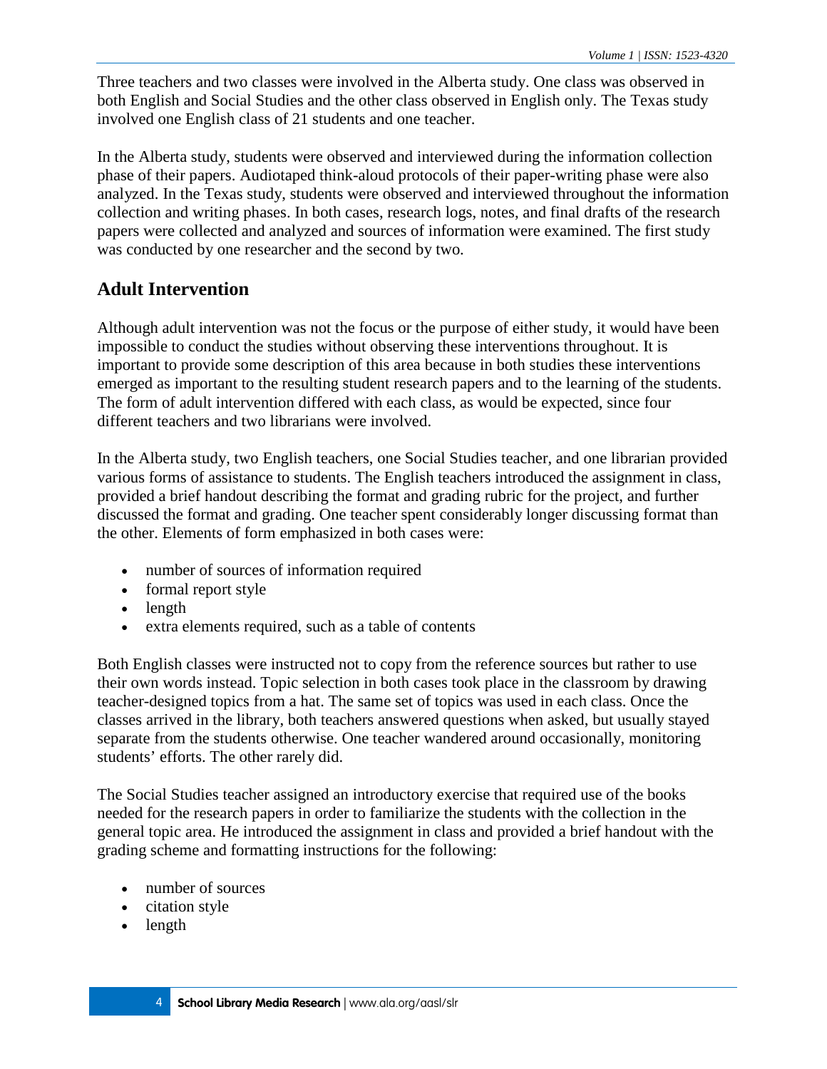Three teachers and two classes were involved in the Alberta study. One class was observed in both English and Social Studies and the other class observed in English only. The Texas study involved one English class of 21 students and one teacher.

In the Alberta study, students were observed and interviewed during the information collection phase of their papers. Audiotaped think-aloud protocols of their paper-writing phase were also analyzed. In the Texas study, students were observed and interviewed throughout the information collection and writing phases. In both cases, research logs, notes, and final drafts of the research papers were collected and analyzed and sources of information were examined. The first study was conducted by one researcher and the second by two.

## Adult Intervention

Although adult intervention was not the focus or the purpose of either study, it would have been impossible to conduct the studies without observing these interventions throughout. It is important to provide some description of this area because in both studies these interventions emerged as important to the resulting student research papers and to the learning of the students. The form of adult intervention differed with each class, as would be expected, since four different teachers and two librarians were involved.

In the Alberta study, two English teachers, one Social Studies teacher, and one librarian provided various forms of assistance to students. The English teachers introduced the assignment in class, provided a brief handout describing the format and grading rubric for the project, and further discussed the format and grading. One teacher spent considerably longer discussing format than the other. Elements of form emphasized in both cases were:

- number of sources of information required
- formal report style
- length
- extra elements required, such as a table of contents

Both English classes were instructed not to copy from the reference sources but rather to use their own words instead. Topic selection in both cases took place in the classroom by drawing teacher-designed topics from a hat. The same set of topics was used in each class. Once the classes arrived in the library, both teachers answered questions when asked, but usually stayed separate from the students otherwise. One teacher wandered around occasionally, monitoring students' efforts. The other rarely did.

The Social Studies teacher assigned an introductory exercise that required use of the books needed for the research papers in order to familiarize the students with the collection in the general topic area. He introduced the assignment in class and provided a brief handout with the grading scheme and formatting instructions for the following:

- number of sources
- citation style
- length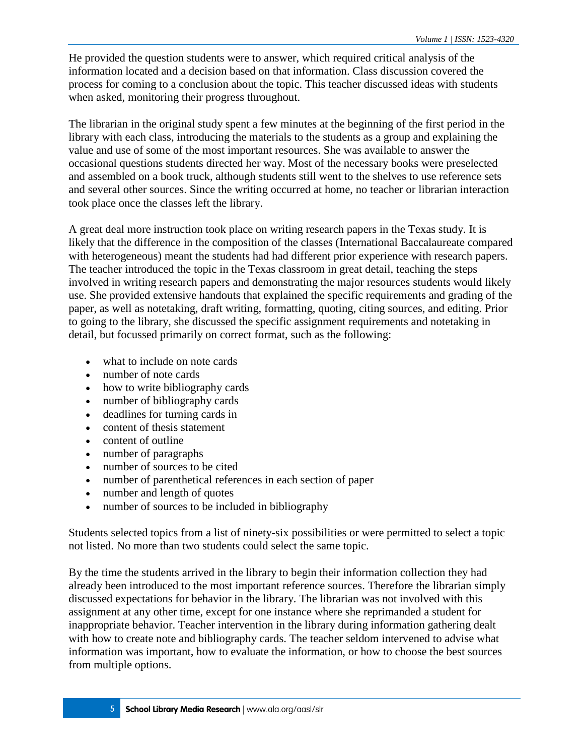He provided the question students were to answer, which required critical analysis of the information located and a decision based on that information. Class discussion covered the process for coming to a conclusion about the topic. This teacher discussed ideas with students when asked, monitoring their progress throughout.

The librarian in the original study spent a few minutes at the beginning of the first period in the library with each class, introducing the materials to the students as a group and explaining the value and use of some of the most important resources. She was available to answer the occasional questions students directed her way. Most of the necessary books were preselected and assembled on a book truck, although students still went to the shelves to use reference sets and several other sources. Since the writing occurred at home, no teacher or librarian interaction took place once the classes left the library.

A great deal more instruction took place on writing research papers in the Texas study. It is likely that the difference in the composition of the classes (International Baccalaureate compared with heterogeneous) meant the students had had different prior experience with research papers. The teacher introduced the topic in the Texas classroom in great detail, teaching the steps involved in writing research papers and demonstrating the major resources students would likely use. She provided extensive handouts that explained the specific requirements and grading of the paper, as well as notetaking, draft writing, formatting, quoting, citing sources, and editing. Prior to going to the library, she discussed the specific assignment requirements and notetaking in detail, but focussed primarily on correct format, such as the following:

- what to include on note cards
- number of note cards
- how to write bibliography cards
- number of bibliography cards
- deadlines for turning cards in
- content of thesis statement
- content of outline
- number of paragraphs
- number of sources to be cited
- number of parenthetical references in each section of paper
- number and length of quotes
- number of sources to be included in bibliography

Students selected topics from a list of ninety-six possibilities or were permitted to select a topic not listed. No more than two students could select the same topic.

By the time the students arrived in the library to begin their information collection they had already been introduced to the most important reference sources. Therefore the librarian simply discussed expectations for behavior in the library. The librarian was not involved with this assignment at any other time, except for one instance where she reprimanded a student for inappropriate behavior. Teacher intervention in the library during information gathering dealt with how to create note and bibliography cards. The teacher seldom intervened to advise what information was important, how to evaluate the information, or how to choose the best sources from multiple options.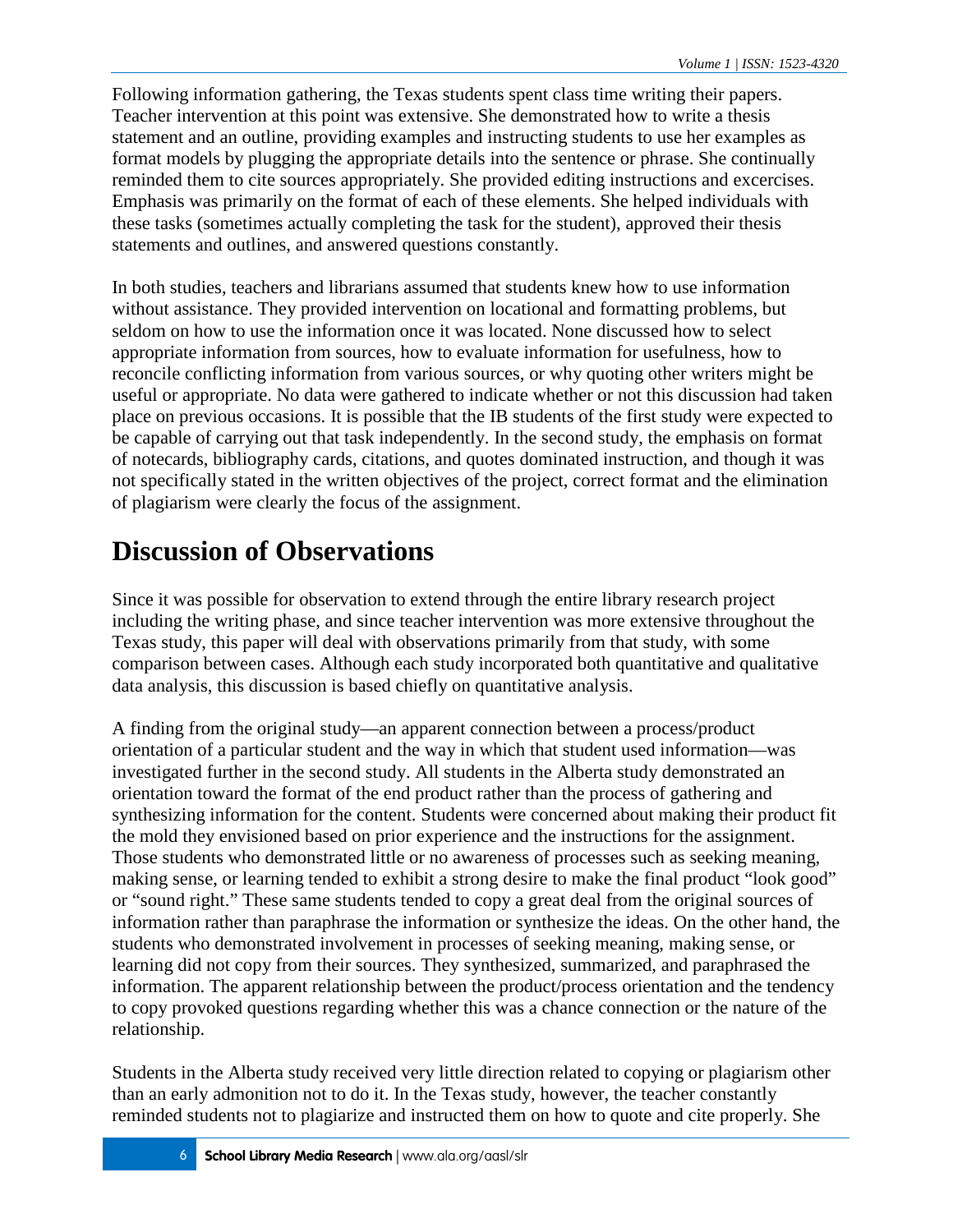Following information gathering, the Texas students spent class time writing their papers. Teacher intervention at this point was extensive. She demonstrated how to write a thesis statement and an outline, providing examples and instructing students to use her examples as format models by plugging the appropriate details into the sentence or phrase. She continually reminded them to cite sources appropriately. She provided editing instructions and excercises. Emphasis was primarily on the format of each of these elements. She helped individuals with these tasks (sometimes actually completing the task for the student), approved their thesis statements and outlines, and answered questions constantly.

In both studies, teachers and librarians assumed that students knew how to use information without assistance. They provided intervention on locational and formatting problems, but seldom on how to use the information once it was located. None discussed how to select appropriate information from sources, how to evaluate information for usefulness, how to reconcile conflicting information from various sources, or why quoting other writers might be useful or appropriate. No data were gathered to indicate whether or not this discussion had taken place on previous occasions. It is possible that the IB students of the first study were expected to be capable of carrying out that task independently. In the second study, the emphasis on format of notecards, bibliography cards, citations, and quotes dominated instruction, and though it was not specifically stated in the written objectives of the project, correct format and the elimination of plagiarism were clearly the focus of the assignment.

# Discussion of Observations

Since it was possible for observation to extend through the entire library research project including the writing phase, and since teacher intervention was more extensive throughout the Texas study, this paper will deal with observations primarily from that study, with some comparison between cases. Although each study incorporated both quantitative and qualitative data analysis, this discussion is based chiefly on quantitative analysis.

A finding from the original study—an apparent connection between a process/product orientation of a particular student and the way in which that student used information—was investigated further in the second study. All students in the Alberta study demonstrated an orientation toward the format of the end product rather than the process of gathering and synthesizing information for the content. Students were concerned about making their product fit the mold they envisioned based on prior experience and the instructions for the assignment. Those students who demonstrated little or no awareness of processes such as seeking meaning, making sense, or learning tended to exhibit a strong desire to make the final product "look good" or "sound right." These same students tended to copy a great deal from the original sources of information rather than paraphrase the information or synthesize the ideas. On the other hand, the students who demonstrated involvement in processes of seeking meaning, making sense, or learning did not copy from their sources. They synthesized, summarized, and paraphrased the information. The apparent relationship between the product/process orientation and the tendency to copy provoked questions regarding whether this was a chance connection or the nature of the relationship.

Students in the Alberta study received very little direction related to copying or plagiarism other than an early admonition not to do it. In the Texas study, however, the teacher constantly reminded students not to plagiarize and instructed them on how to quote and cite properly. She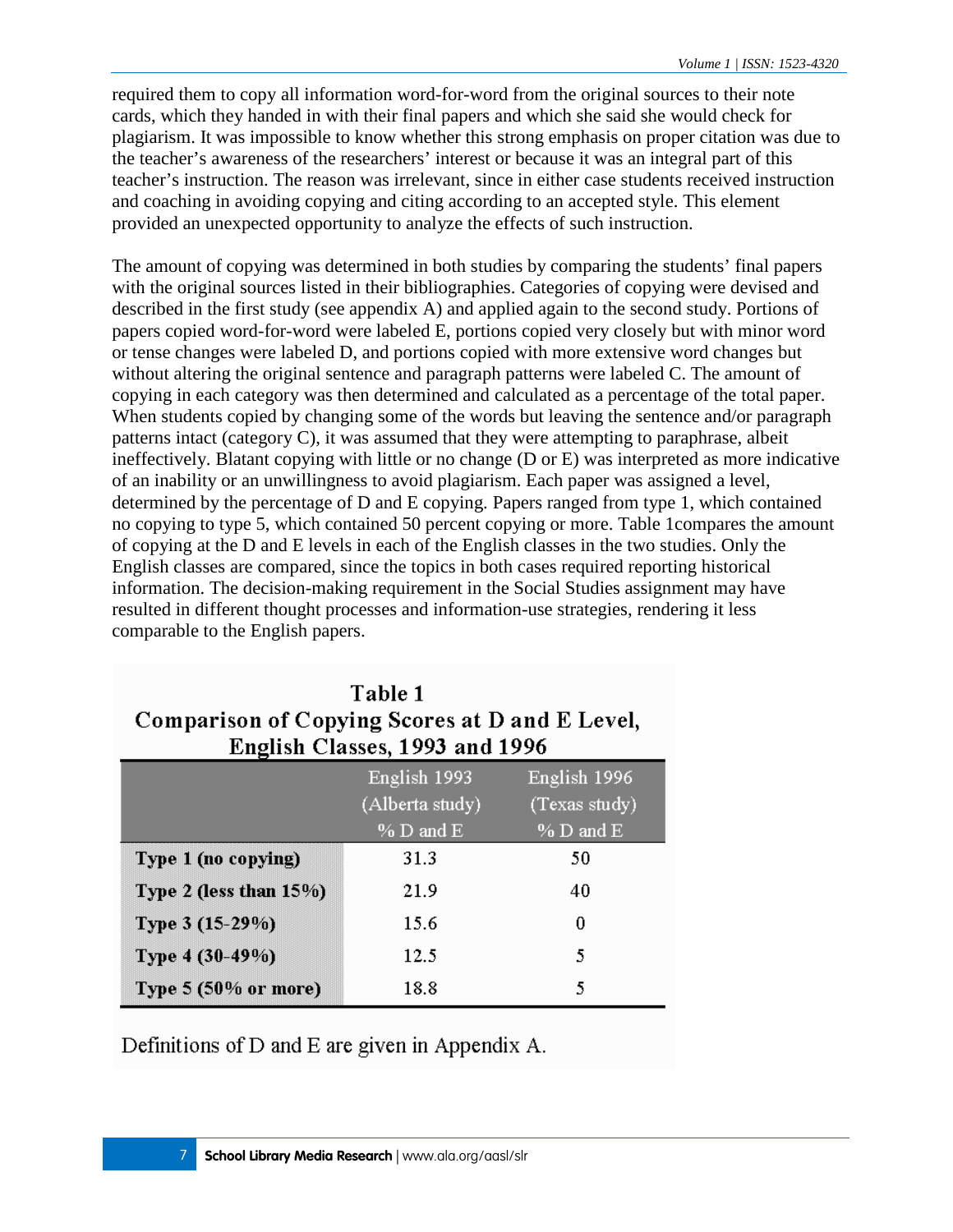required them to copy all information word-for-word from the original sources to their note cards, which they handed in with their final papers and which she said she would check for plagiarism. It was impossible to know whether this strong emphasis on proper citation was due to the teacher's awareness of the researchers' interest or because it was an integral part of this teacher's instruction. The reason was irrelevant, since in either case students received instruction and coaching in avoiding copying and citing according to an accepted style. This element provided an unexpected opportunity to analyze the effects of such instruction.

The amount of copying was determined in both studies by comparing the students' final papers with the original sources listed in their bibliographies. Categories of copying were devised and described in the first study (see appendix A) and applied again to the second study. Portions of papers copied word-for-word were labeled E, portions copied very closely but with minor word or tense changes were labeled D, and portions copied with more extensive word changes but without altering the original sentence and paragraph patterns were labeled C. The amount of copying in each category was then determined and calculated as a percentage of the total paper. When students copied by changing some of the words but leaving the sentence and/or paragraph patterns intact (category C), it was assumed that they were attempting to paraphrase, albeit ineffectively. Blatant copying with little or no change (D or E) was interpreted as more indicative of an inability or an unwillingness to avoid plagiarism. Each paper was assigned a level, determined by the percentage of D and E copying. Papers ranged from type 1, which contained no copying to type 5, which contained 50 percent copying or more. Table 1compares the amount of copying at the D and E levels in each of the English classes in the two studies. Only the English classes are compared, since the topics in both cases required reporting historical information. The decision-making requirement in the Social Studies assignment may have resulted in different thought processes and information-use strategies, rendering it less comparable to the English papers.

**Table 1**
**Comparison of Copying Scores at D and E Level, English Classes, 1993 and 1996**

| | English 1993 (Alberta study) % D and E | English 1996 (Texas study) % D and E |
|---|---|---|
| **Type 1 (no copying)** | 31.3 | 50 |
| **Type 2 (less than 15%)** | 21.9 | 40 |
| **Type 3 (15-29%)** | 15.6 | 0 |
| **Type 4 (30-49%)** | 12.5 | 5 |
| **Type 5 (50% or more)** | 18.8 | 5 |

Definitions of D and E are given in Appendix A.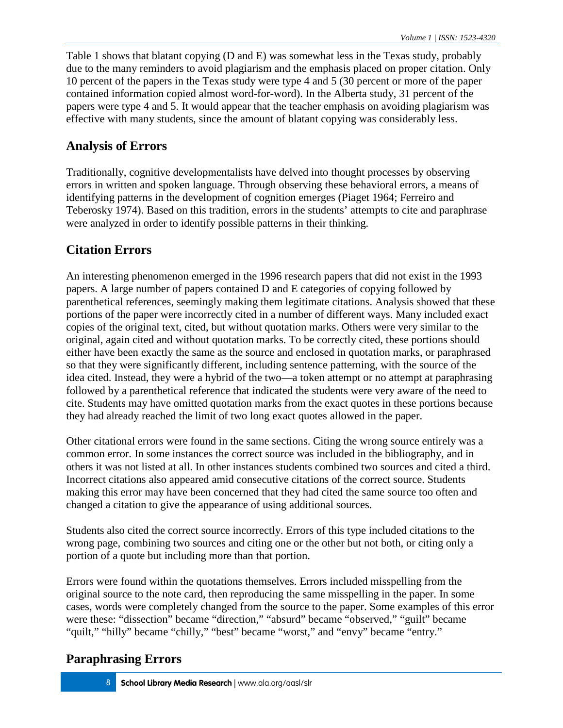Table 1 shows that blatant copying (D and E) was somewhat less in the Texas study, probably due to the many reminders to avoid plagiarism and the emphasis placed on proper citation. Only 10 percent of the papers in the Texas study were type 4 and 5 (30 percent or more of the paper contained information copied almost word-for-word). In the Alberta study, 31 percent of the papers were type 4 and 5. It would appear that the teacher emphasis on avoiding plagiarism was effective with many students, since the amount of blatant copying was considerably less.

## Analysis of Errors

Traditionally, cognitive developmentalists have delved into thought processes by observing errors in written and spoken language. Through observing these behavioral errors, a means of identifying patterns in the development of cognition emerges (Piaget 1964; Ferreiro and Teberosky 1974). Based on this tradition, errors in the students' attempts to cite and paraphrase were analyzed in order to identify possible patterns in their thinking.

## Citation Errors

An interesting phenomenon emerged in the 1996 research papers that did not exist in the 1993 papers. A large number of papers contained D and E categories of copying followed by parenthetical references, seemingly making them legitimate citations. Analysis showed that these portions of the paper were incorrectly cited in a number of different ways. Many included exact copies of the original text, cited, but without quotation marks. Others were very similar to the original, again cited and without quotation marks. To be correctly cited, these portions should either have been exactly the same as the source and enclosed in quotation marks, or paraphrased so that they were significantly different, including sentence patterning, with the source of the idea cited. Instead, they were a hybrid of the two—a token attempt or no attempt at paraphrasing followed by a parenthetical reference that indicated the students were very aware of the need to cite. Students may have omitted quotation marks from the exact quotes in these portions because they had already reached the limit of two long exact quotes allowed in the paper.

Other citational errors were found in the same sections. Citing the wrong source entirely was a common error. In some instances the correct source was included in the bibliography, and in others it was not listed at all. In other instances students combined two sources and cited a third. Incorrect citations also appeared amid consecutive citations of the correct source. Students making this error may have been concerned that they had cited the same source too often and changed a citation to give the appearance of using additional sources.

Students also cited the correct source incorrectly. Errors of this type included citations to the wrong page, combining two sources and citing one or the other but not both, or citing only a portion of a quote but including more than that portion.

Errors were found within the quotations themselves. Errors included misspelling from the original source to the note card, then reproducing the same misspelling in the paper. In some cases, words were completely changed from the source to the paper. Some examples of this error were these: "dissection" became "direction," "absurd" became "observed," "guilt" became "quilt," "hilly" became "chilly," "best" became "worst," and "envy" became "entry."

## Paraphrasing Errors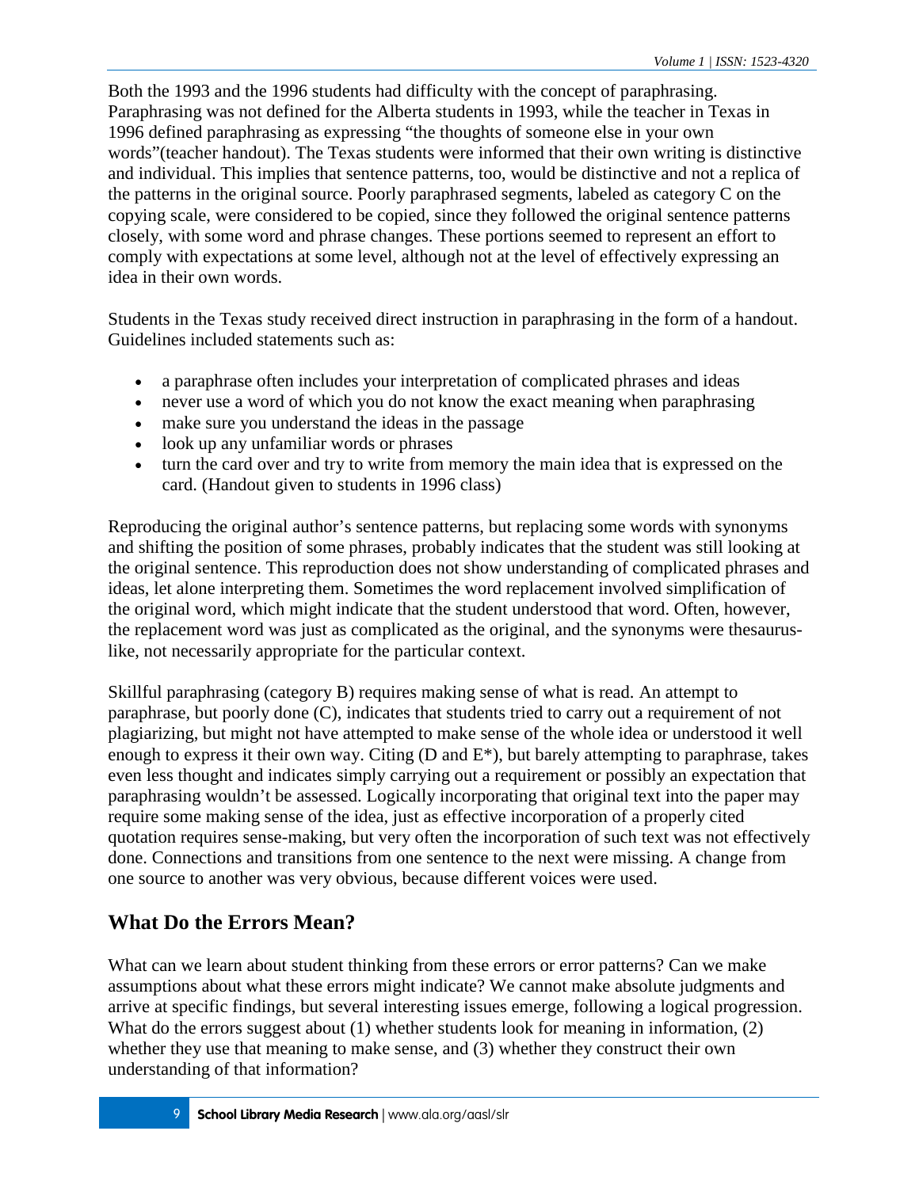Both the 1993 and the 1996 students had difficulty with the concept of paraphrasing. Paraphrasing was not defined for the Alberta students in 1993, while the teacher in Texas in 1996 defined paraphrasing as expressing "the thoughts of someone else in your own words"(teacher handout). The Texas students were informed that their own writing is distinctive and individual. This implies that sentence patterns, too, would be distinctive and not a replica of the patterns in the original source. Poorly paraphrased segments, labeled as category C on the copying scale, were considered to be copied, since they followed the original sentence patterns closely, with some word and phrase changes. These portions seemed to represent an effort to comply with expectations at some level, although not at the level of effectively expressing an idea in their own words.

Students in the Texas study received direct instruction in paraphrasing in the form of a handout. Guidelines included statements such as:

- a paraphrase often includes your interpretation of complicated phrases and ideas
- never use a word of which you do not know the exact meaning when paraphrasing
- make sure you understand the ideas in the passage
- look up any unfamiliar words or phrases
- turn the card over and try to write from memory the main idea that is expressed on the card. (Handout given to students in 1996 class)

Reproducing the original author's sentence patterns, but replacing some words with synonyms and shifting the position of some phrases, probably indicates that the student was still looking at the original sentence. This reproduction does not show understanding of complicated phrases and ideas, let alone interpreting them. Sometimes the word replacement involved simplification of the original word, which might indicate that the student understood that word. Often, however, the replacement word was just as complicated as the original, and the synonyms were thesaurus-like, not necessarily appropriate for the particular context.

Skillful paraphrasing (category B) requires making sense of what is read. An attempt to paraphrase, but poorly done (C), indicates that students tried to carry out a requirement of not plagiarizing, but might not have attempted to make sense of the whole idea or understood it well enough to express it their own way. Citing (D and E*), but barely attempting to paraphrase, takes even less thought and indicates simply carrying out a requirement or possibly an expectation that paraphrasing wouldn't be assessed. Logically incorporating that original text into the paper may require some making sense of the idea, just as effective incorporation of a properly cited quotation requires sense-making, but very often the incorporation of such text was not effectively done. Connections and transitions from one sentence to the next were missing. A change from one source to another was very obvious, because different voices were used.

## What Do the Errors Mean?

What can we learn about student thinking from these errors or error patterns? Can we make assumptions about what these errors might indicate? We cannot make absolute judgments and arrive at specific findings, but several interesting issues emerge, following a logical progression. What do the errors suggest about (1) whether students look for meaning in information, (2) whether they use that meaning to make sense, and (3) whether they construct their own understanding of that information?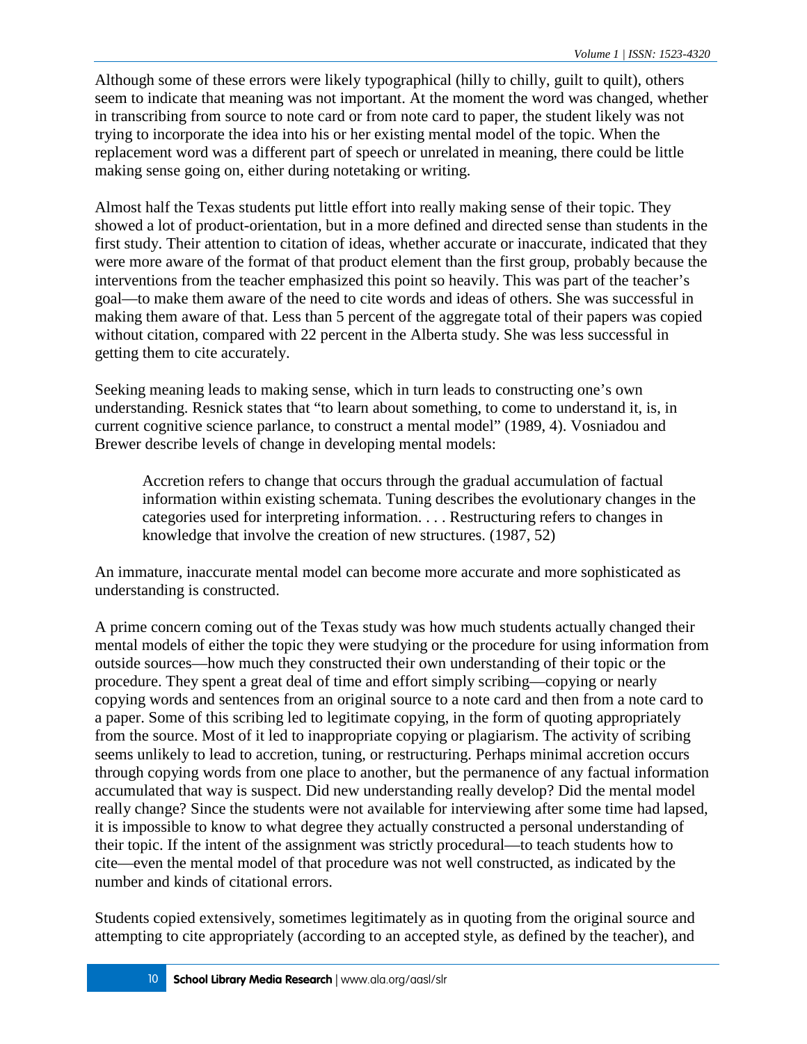Although some of these errors were likely typographical (hilly to chilly, guilt to quilt), others seem to indicate that meaning was not important. At the moment the word was changed, whether in transcribing from source to note card or from note card to paper, the student likely was not trying to incorporate the idea into his or her existing mental model of the topic. When the replacement word was a different part of speech or unrelated in meaning, there could be little making sense going on, either during notetaking or writing.

Almost half the Texas students put little effort into really making sense of their topic. They showed a lot of product-orientation, but in a more defined and directed sense than students in the first study. Their attention to citation of ideas, whether accurate or inaccurate, indicated that they were more aware of the format of that product element than the first group, probably because the interventions from the teacher emphasized this point so heavily. This was part of the teacher's goal—to make them aware of the need to cite words and ideas of others. She was successful in making them aware of that. Less than 5 percent of the aggregate total of their papers was copied without citation, compared with 22 percent in the Alberta study. She was less successful in getting them to cite accurately.

Seeking meaning leads to making sense, which in turn leads to constructing one's own understanding. Resnick states that "to learn about something, to come to understand it, is, in current cognitive science parlance, to construct a mental model" (1989, 4). Vosniadou and Brewer describe levels of change in developing mental models:

> Accretion refers to change that occurs through the gradual accumulation of factual information within existing schemata. Tuning describes the evolutionary changes in the categories used for interpreting information. . . . Restructuring refers to changes in knowledge that involve the creation of new structures. (1987, 52)

An immature, inaccurate mental model can become more accurate and more sophisticated as understanding is constructed.

A prime concern coming out of the Texas study was how much students actually changed their mental models of either the topic they were studying or the procedure for using information from outside sources—how much they constructed their own understanding of their topic or the procedure. They spent a great deal of time and effort simply scribing—copying or nearly copying words and sentences from an original source to a note card and then from a note card to a paper. Some of this scribing led to legitimate copying, in the form of quoting appropriately from the source. Most of it led to inappropriate copying or plagiarism. The activity of scribing seems unlikely to lead to accretion, tuning, or restructuring. Perhaps minimal accretion occurs through copying words from one place to another, but the permanence of any factual information accumulated that way is suspect. Did new understanding really develop? Did the mental model really change? Since the students were not available for interviewing after some time had lapsed, it is impossible to know to what degree they actually constructed a personal understanding of their topic. If the intent of the assignment was strictly procedural—to teach students how to cite—even the mental model of that procedure was not well constructed, as indicated by the number and kinds of citational errors.

Students copied extensively, sometimes legitimately as in quoting from the original source and attempting to cite appropriately (according to an accepted style, as defined by the teacher), and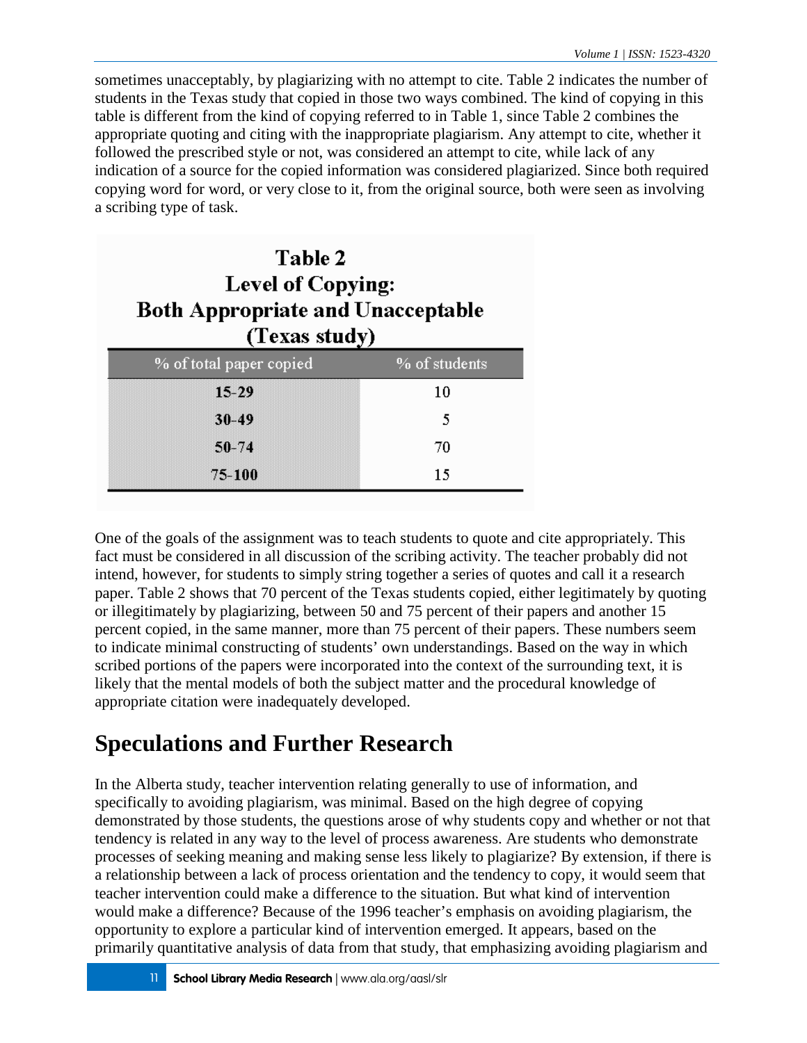sometimes unacceptably, by plagiarizing with no attempt to cite. Table 2 indicates the number of students in the Texas study that copied in those two ways combined. The kind of copying in this table is different from the kind of copying referred to in Table 1, since Table 2 combines the appropriate quoting and citing with the inappropriate plagiarism. Any attempt to cite, whether it followed the prescribed style or not, was considered an attempt to cite, while lack of any indication of a source for the copied information was considered plagiarized. Since both required copying word for word, or very close to it, from the original source, both were seen as involving a scribing type of task.

**Table 2**
**Level of Copying:**
**Both Appropriate and Unacceptable**
**(Texas study)**

| % of total paper copied | % of students |
|---|---|
| **15-29** | 10 |
| **30-49** | 5 |
| **50-74** | 70 |
| **75-100** | 15 |

One of the goals of the assignment was to teach students to quote and cite appropriately. This fact must be considered in all discussion of the scribing activity. The teacher probably did not intend, however, for students to simply string together a series of quotes and call it a research paper. Table 2 shows that 70 percent of the Texas students copied, either legitimately by quoting or illegitimately by plagiarizing, between 50 and 75 percent of their papers and another 15 percent copied, in the same manner, more than 75 percent of their papers. These numbers seem to indicate minimal constructing of students' own understandings. Based on the way in which scribed portions of the papers were incorporated into the context of the surrounding text, it is likely that the mental models of both the subject matter and the procedural knowledge of appropriate citation were inadequately developed.

## Speculations and Further Research

In the Alberta study, teacher intervention relating generally to use of information, and specifically to avoiding plagiarism, was minimal. Based on the high degree of copying demonstrated by those students, the questions arose of why students copy and whether or not that tendency is related in any way to the level of process awareness. Are students who demonstrate processes of seeking meaning and making sense less likely to plagiarize? By extension, if there is a relationship between a lack of process orientation and the tendency to copy, it would seem that teacher intervention could make a difference to the situation. But what kind of intervention would make a difference? Because of the 1996 teacher's emphasis on avoiding plagiarism, the opportunity to explore a particular kind of intervention emerged. It appears, based on the primarily quantitative analysis of data from that study, that emphasizing avoiding plagiarism and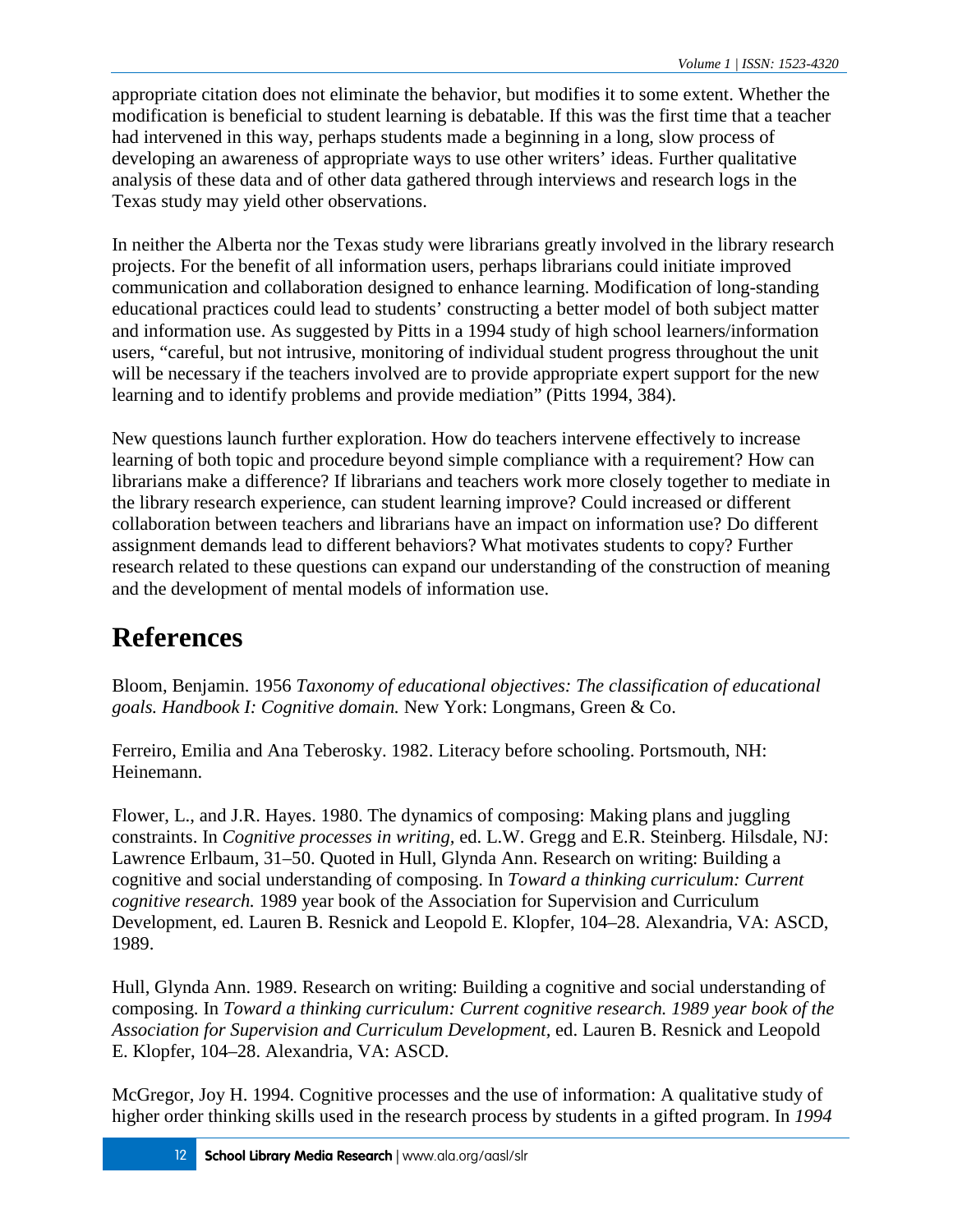appropriate citation does not eliminate the behavior, but modifies it to some extent. Whether the modification is beneficial to student learning is debatable. If this was the first time that a teacher had intervened in this way, perhaps students made a beginning in a long, slow process of developing an awareness of appropriate ways to use other writers' ideas. Further qualitative analysis of these data and of other data gathered through interviews and research logs in the Texas study may yield other observations.

In neither the Alberta nor the Texas study were librarians greatly involved in the library research projects. For the benefit of all information users, perhaps librarians could initiate improved communication and collaboration designed to enhance learning. Modification of long-standing educational practices could lead to students' constructing a better model of both subject matter and information use. As suggested by Pitts in a 1994 study of high school learners/information users, "careful, but not intrusive, monitoring of individual student progress throughout the unit will be necessary if the teachers involved are to provide appropriate expert support for the new learning and to identify problems and provide mediation" (Pitts 1994, 384).

New questions launch further exploration. How do teachers intervene effectively to increase learning of both topic and procedure beyond simple compliance with a requirement? How can librarians make a difference? If librarians and teachers work more closely together to mediate in the library research experience, can student learning improve? Could increased or different collaboration between teachers and librarians have an impact on information use? Do different assignment demands lead to different behaviors? What motivates students to copy? Further research related to these questions can expand our understanding of the construction of meaning and the development of mental models of information use.

# References

Bloom, Benjamin. 1956 *Taxonomy of educational objectives: The classification of educational goals. Handbook I: Cognitive domain.* New York: Longmans, Green & Co.

Ferreiro, Emilia and Ana Teberosky. 1982. Literacy before schooling. Portsmouth, NH: Heinemann.

Flower, L., and J.R. Hayes. 1980. The dynamics of composing: Making plans and juggling constraints. In *Cognitive processes in writing*, ed. L.W. Gregg and E.R. Steinberg. Hilsdale, NJ: Lawrence Erlbaum, 31–50. Quoted in Hull, Glynda Ann. Research on writing: Building a cognitive and social understanding of composing. In *Toward a thinking curriculum: Current cognitive research.* 1989 year book of the Association for Supervision and Curriculum Development, ed. Lauren B. Resnick and Leopold E. Klopfer, 104–28. Alexandria, VA: ASCD, 1989.

Hull, Glynda Ann. 1989. Research on writing: Building a cognitive and social understanding of composing. In *Toward a thinking curriculum: Current cognitive research. 1989 year book of the Association for Supervision and Curriculum Development*, ed. Lauren B. Resnick and Leopold E. Klopfer, 104–28. Alexandria, VA: ASCD.

McGregor, Joy H. 1994. Cognitive processes and the use of information: A qualitative study of higher order thinking skills used in the research process by students in a gifted program. In *1994*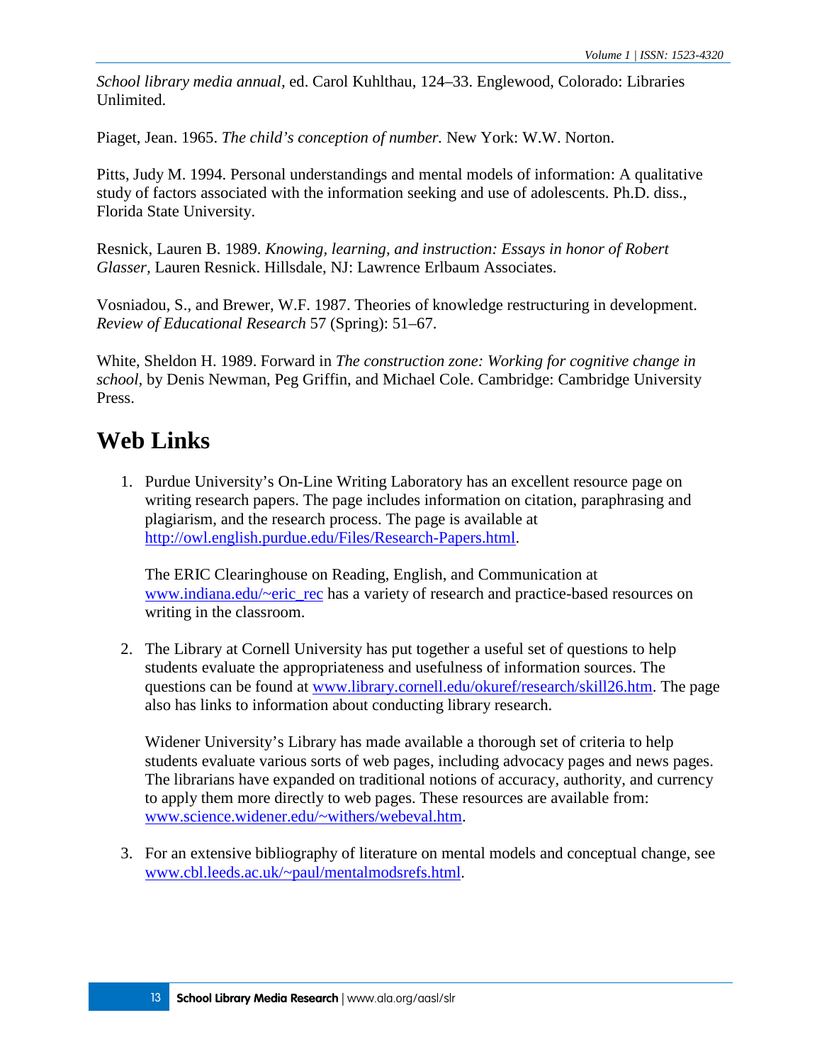*School library media annual,* ed. Carol Kuhlthau, 124–33. Englewood, Colorado: Libraries Unlimited.

Piaget, Jean. 1965. *The child's conception of number.* New York: W.W. Norton.

Pitts, Judy M. 1994. Personal understandings and mental models of information: A qualitative study of factors associated with the information seeking and use of adolescents. Ph.D. diss., Florida State University.

Resnick, Lauren B. 1989. *Knowing, learning, and instruction: Essays in honor of Robert Glasser,* Lauren Resnick. Hillsdale, NJ: Lawrence Erlbaum Associates.

Vosniadou, S., and Brewer, W.F. 1987. Theories of knowledge restructuring in development. *Review of Educational Research* 57 (Spring): 51–67.

White, Sheldon H. 1989. Forward in *The construction zone: Working for cognitive change in school,* by Denis Newman, Peg Griffin, and Michael Cole. Cambridge: Cambridge University Press.

# Web Links

1. Purdue University's On-Line Writing Laboratory has an excellent resource page on writing research papers. The page includes information on citation, paraphrasing and plagiarism, and the research process. The page is available at [http://owl.english.purdue.edu/Files/Research-Papers.html](http://owl.english.purdue.edu/Files/Research-Papers.html).

   The ERIC Clearinghouse on Reading, English, and Communication at [www.indiana.edu/~eric_rec](http://www.indiana.edu/~eric_rec) has a variety of research and practice-based resources on writing in the classroom.

2. The Library at Cornell University has put together a useful set of questions to help students evaluate the appropriateness and usefulness of information sources. The questions can be found at [www.library.cornell.edu/okuref/research/skill26.htm](http://www.library.cornell.edu/okuref/research/skill26.htm). The page also has links to information about conducting library research.

   Widener University's Library has made available a thorough set of criteria to help students evaluate various sorts of web pages, including advocacy pages and news pages. The librarians have expanded on traditional notions of accuracy, authority, and currency to apply them more directly to web pages. These resources are available from: [www.science.widener.edu/~withers/webeval.htm](http://www.science.widener.edu/~withers/webeval.htm).

3. For an extensive bibliography of literature on mental models and conceptual change, see [www.cbl.leeds.ac.uk/~paul/mentalmodsrefs.html](http://www.cbl.leeds.ac.uk/~paul/mentalmodsrefs.html).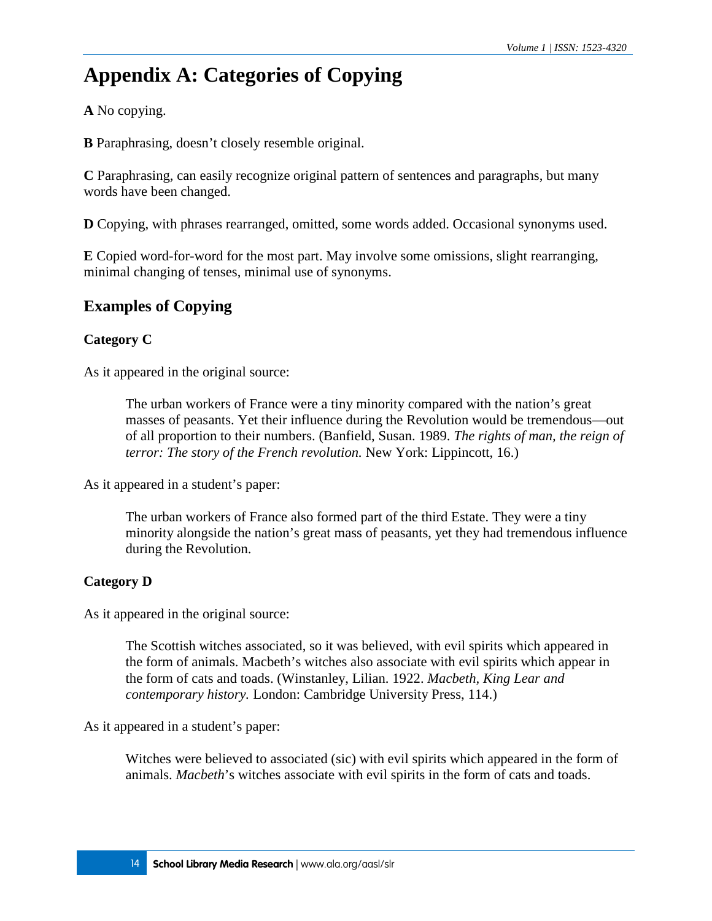# Appendix A: Categories of Copying

**A** No copying.

**B** Paraphrasing, doesn't closely resemble original.

**C** Paraphrasing, can easily recognize original pattern of sentences and paragraphs, but many words have been changed.

**D** Copying, with phrases rearranged, omitted, some words added. Occasional synonyms used.

**E** Copied word-for-word for the most part. May involve some omissions, slight rearranging, minimal changing of tenses, minimal use of synonyms.

## Examples of Copying

**Category C**

As it appeared in the original source:

> The urban workers of France were a tiny minority compared with the nation's great masses of peasants. Yet their influence during the Revolution would be tremendous—out of all proportion to their numbers. (Banfield, Susan. 1989. *The rights of man, the reign of terror: The story of the French revolution.* New York: Lippincott, 16.)

As it appeared in a student's paper:

> The urban workers of France also formed part of the third Estate. They were a tiny minority alongside the nation's great mass of peasants, yet they had tremendous influence during the Revolution.

**Category D**

As it appeared in the original source:

> The Scottish witches associated, so it was believed, with evil spirits which appeared in the form of animals. Macbeth's witches also associate with evil spirits which appear in the form of cats and toads. (Winstanley, Lilian. 1922. *Macbeth, King Lear and contemporary history.* London: Cambridge University Press, 114.)

As it appeared in a student's paper:

> Witches were believed to associated (sic) with evil spirits which appeared in the form of animals. *Macbeth*'s witches associate with evil spirits in the form of cats and toads.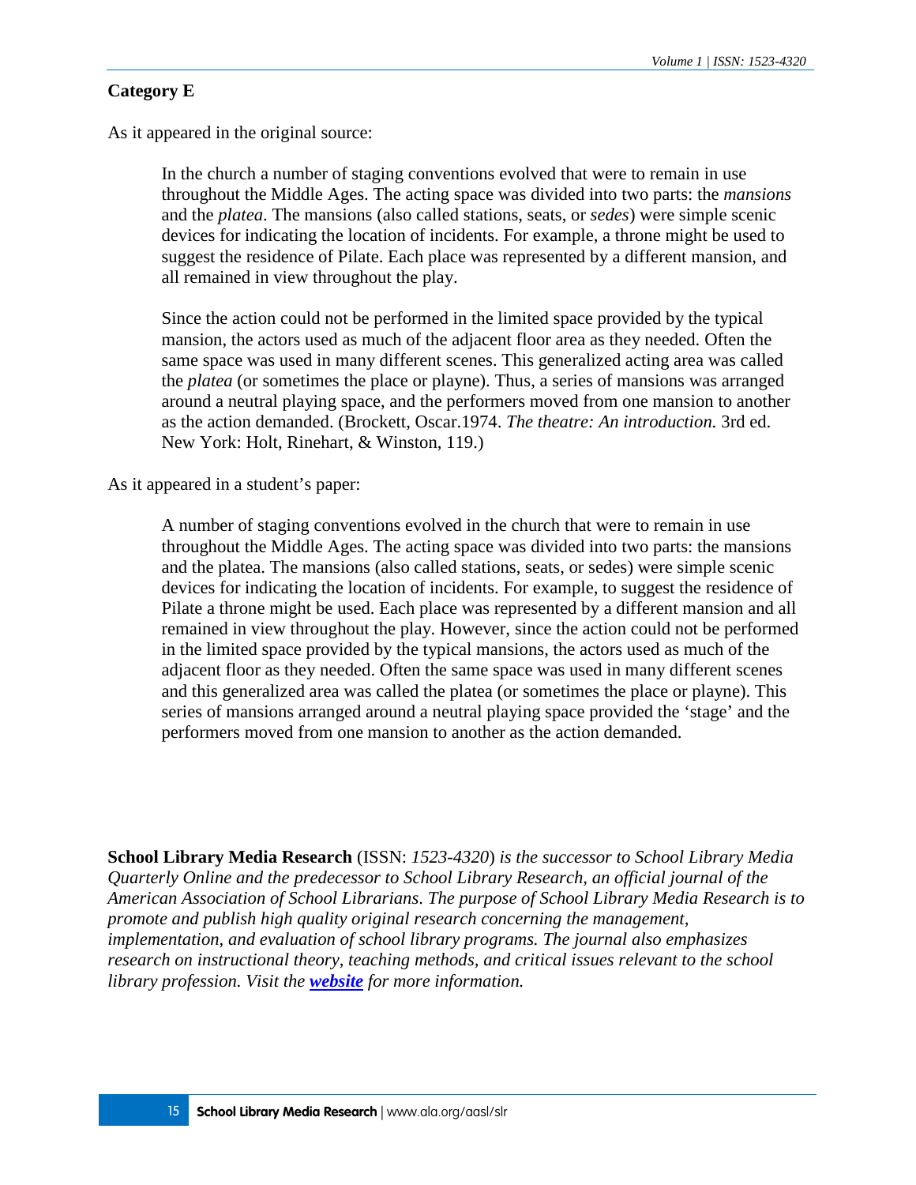**Category E**

As it appeared in the original source:

> In the church a number of staging conventions evolved that were to remain in use throughout the Middle Ages. The acting space was divided into two parts: the *mansions* and the *platea*. The mansions (also called stations, seats, or *sedes*) were simple scenic devices for indicating the location of incidents. For example, a throne might be used to suggest the residence of Pilate. Each place was represented by a different mansion, and all remained in view throughout the play.
>
> Since the action could not be performed in the limited space provided by the typical mansion, the actors used as much of the adjacent floor area as they needed. Often the same space was used in many different scenes. This generalized acting area was called the *platea* (or sometimes the place or playne). Thus, a series of mansions was arranged around a neutral playing space, and the performers moved from one mansion to another as the action demanded. (Brockett, Oscar.1974. *The theatre: An introduction.* 3rd ed. New York: Holt, Rinehart, & Winston, 119.)

As it appeared in a student's paper:

> A number of staging conventions evolved in the church that were to remain in use throughout the Middle Ages. The acting space was divided into two parts: the mansions and the platea. The mansions (also called stations, seats, or sedes) were simple scenic devices for indicating the location of incidents. For example, to suggest the residence of Pilate a throne might be used. Each place was represented by a different mansion and all remained in view throughout the play. However, since the action could not be performed in the limited space provided by the typical mansions, the actors used as much of the adjacent floor as they needed. Often the same space was used in many different scenes and this generalized area was called the platea (or sometimes the place or playne). This series of mansions arranged around a neutral playing space provided the 'stage' and the performers moved from one mansion to another as the action demanded.

**School Library Media Research** (ISSN: *1523-4320*) *is the successor to School Library Media Quarterly Online and the predecessor to School Library Research, an official journal of the American Association of School Librarians. The purpose of School Library Media Research is to promote and publish high quality original research concerning the management, implementation, and evaluation of school library programs. The journal also emphasizes research on instructional theory, teaching methods, and critical issues relevant to the school library profession. Visit the* ***website*** *for more information.*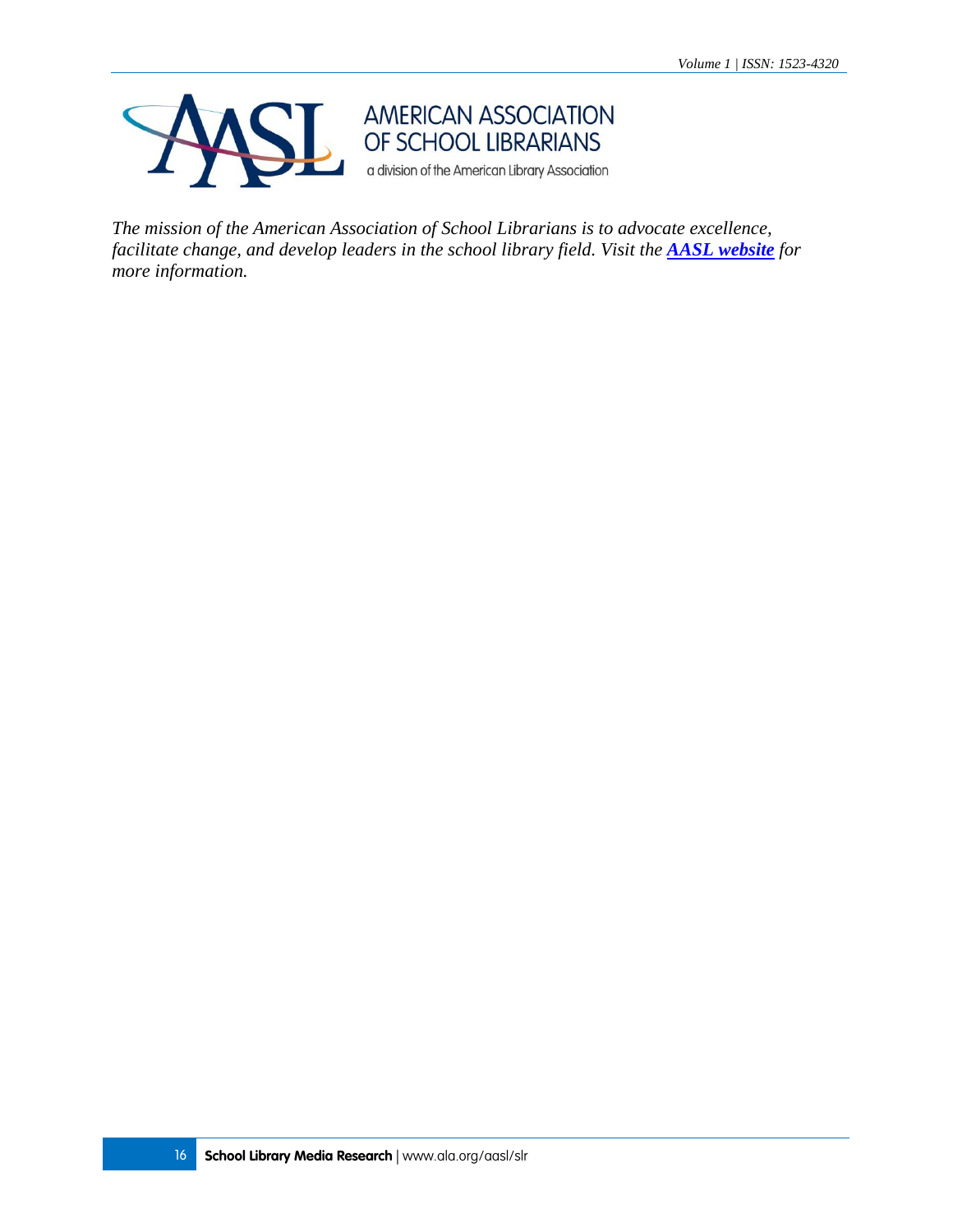AMERICAN ASSOCIATION OF SCHOOL LIBRARIANS

a division of the American Library Association

*The mission of the American Association of School Librarians is to advocate excellence, facilitate change, and develop leaders in the school library field. Visit the* ***AASL website*** *for more information.*